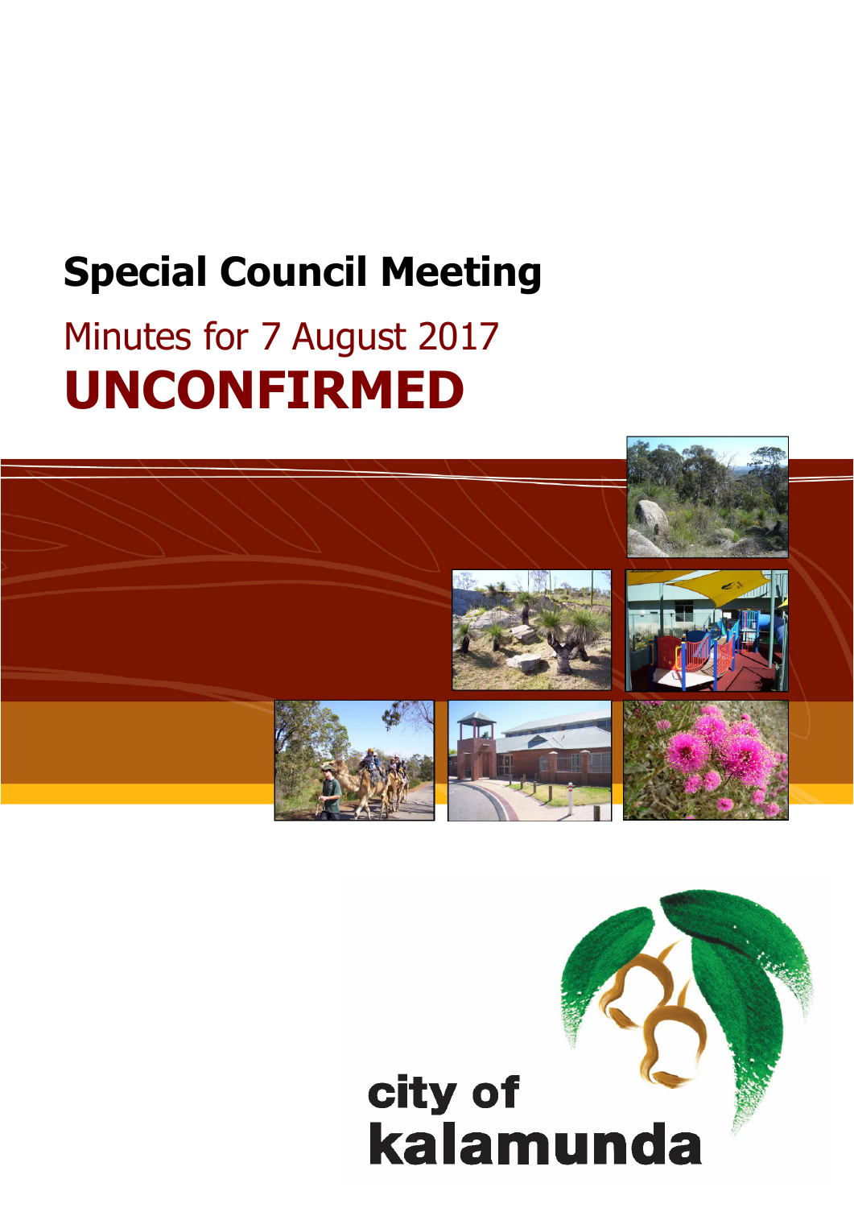# Special Council Meeting

## Minutes for 7 August 2017

# UNCONFIRMED

city of kalamunda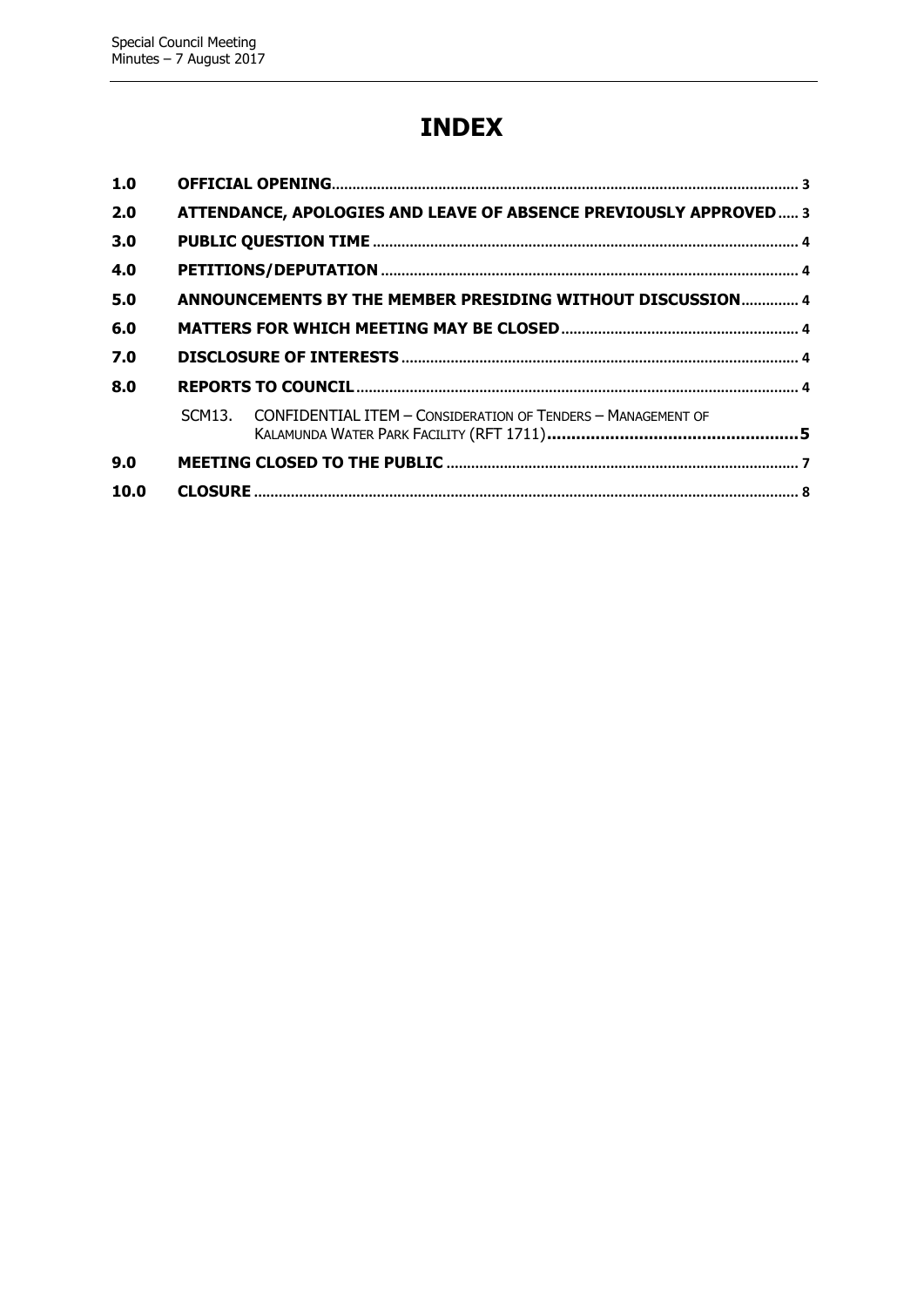# INDEX

| | | |
|---|---|---|
| 1.0 | **OFFICIAL OPENING** | 3 |
| 2.0 | **ATTENDANCE, APOLOGIES AND LEAVE OF ABSENCE PREVIOUSLY APPROVED** | 3 |
| 3.0 | **PUBLIC QUESTION TIME** | 4 |
| 4.0 | **PETITIONS/DEPUTATION** | 4 |
| 5.0 | **ANNOUNCEMENTS BY THE MEMBER PRESIDING WITHOUT DISCUSSION** | 4 |
| 6.0 | **MATTERS FOR WHICH MEETING MAY BE CLOSED** | 4 |
| 7.0 | **DISCLOSURE OF INTERESTS** | 4 |
| 8.0 | **REPORTS TO COUNCIL** | 4 |
| | SCM13. CONFIDENTIAL ITEM – CONSIDERATION OF TENDERS – MANAGEMENT OF KALAMUNDA WATER PARK FACILITY (RFT 1711) | **5** |
| 9.0 | **MEETING CLOSED TO THE PUBLIC** | 7 |
| 10.0 | **CLOSURE** | 8 |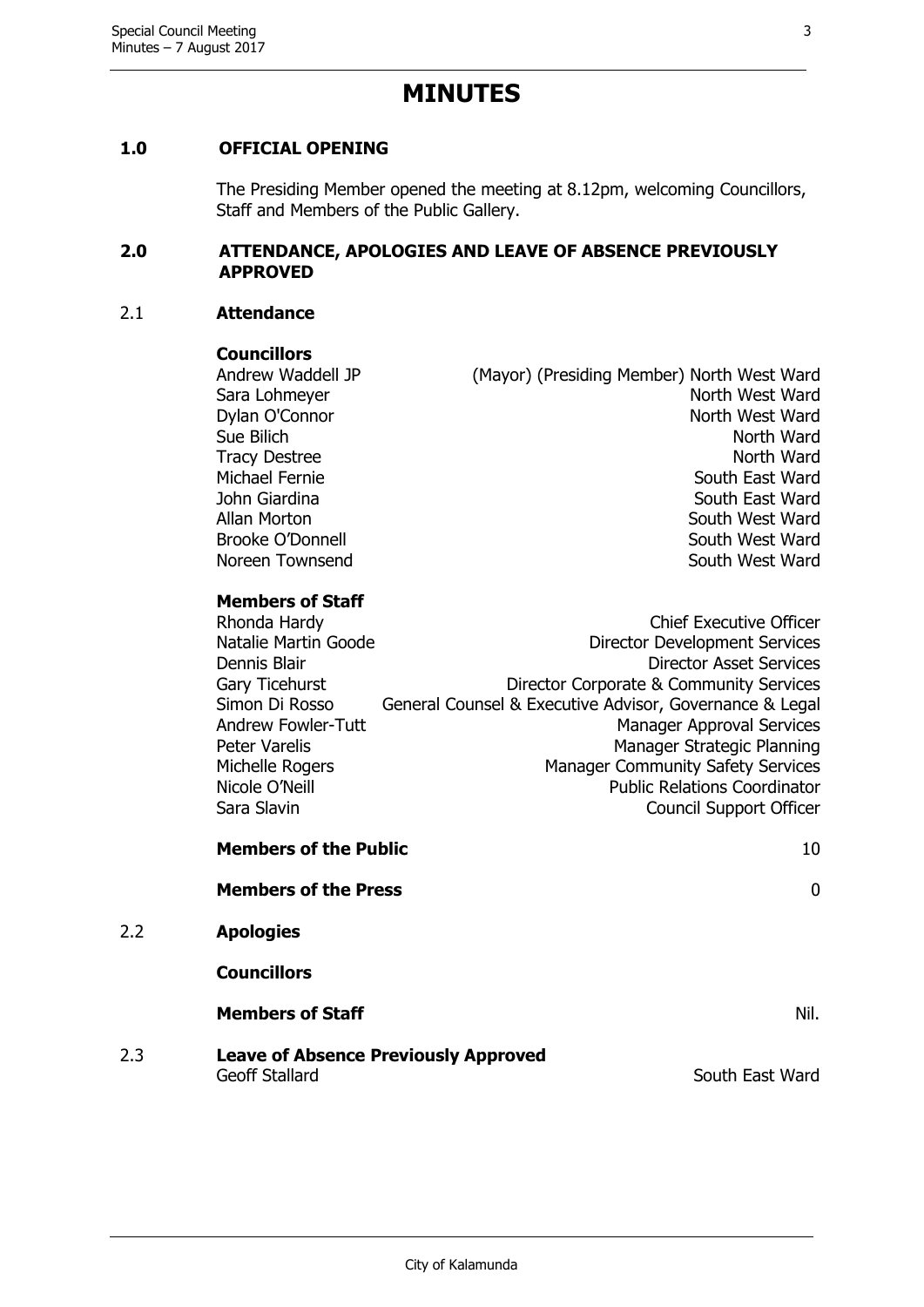# MINUTES

## 1.0 OFFICIAL OPENING

The Presiding Member opened the meeting at 8.12pm, welcoming Councillors, Staff and Members of the Public Gallery.

## 2.0 ATTENDANCE, APOLOGIES AND LEAVE OF ABSENCE PREVIOUSLY APPROVED

### 2.1 Attendance

**Councillors**

| | |
|---|---|
| Andrew Waddell JP | (Mayor) (Presiding Member) North West Ward |
| Sara Lohmeyer | North West Ward |
| Dylan O'Connor | North West Ward |
| Sue Bilich | North Ward |
| Tracy Destree | North Ward |
| Michael Fernie | South East Ward |
| John Giardina | South East Ward |
| Allan Morton | South West Ward |
| Brooke O'Donnell | South West Ward |
| Noreen Townsend | South West Ward |

**Members of Staff**

| | |
|---|---|
| Rhonda Hardy | Chief Executive Officer |
| Natalie Martin Goode | Director Development Services |
| Dennis Blair | Director Asset Services |
| Gary Ticehurst | Director Corporate & Community Services |
| Simon Di Rosso | General Counsel & Executive Advisor, Governance & Legal |
| Andrew Fowler-Tutt | Manager Approval Services |
| Peter Varelis | Manager Strategic Planning |
| Michelle Rogers | Manager Community Safety Services |
| Nicole O'Neill | Public Relations Coordinator |
| Sara Slavin | Council Support Officer |

**Members of the Public** 10

**Members of the Press** 0

### 2.2 Apologies

**Councillors**

**Members of Staff** Nil.

### 2.3 Leave of Absence Previously Approved

Geoff Stallard South East Ward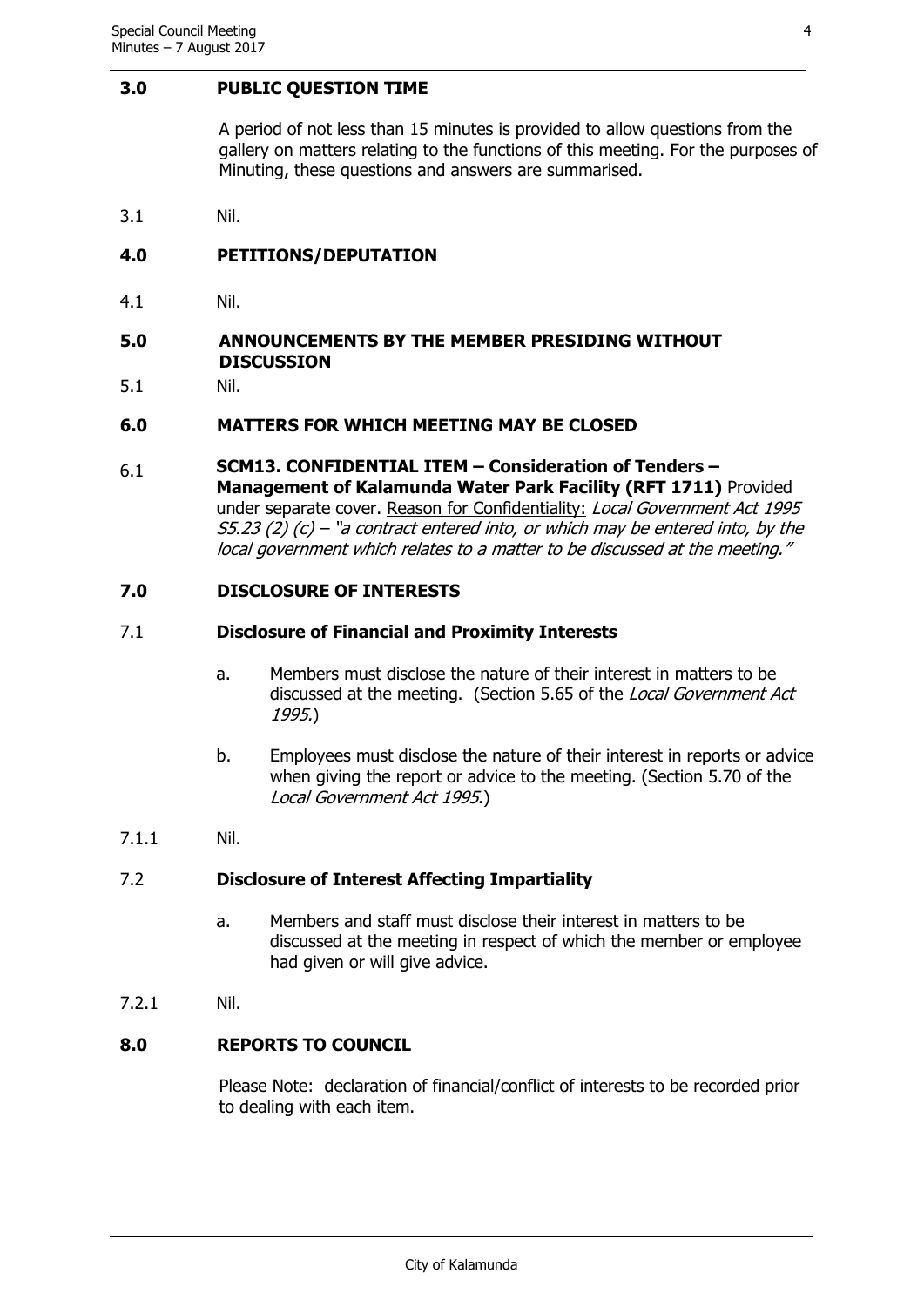## 3.0 PUBLIC QUESTION TIME

A period of not less than 15 minutes is provided to allow questions from the gallery on matters relating to the functions of this meeting. For the purposes of Minuting, these questions and answers are summarised.

3.1 Nil.

## 4.0 PETITIONS/DEPUTATION

4.1 Nil.

## 5.0 ANNOUNCEMENTS BY THE MEMBER PRESIDING WITHOUT DISCUSSION

5.1 Nil.

## 6.0 MATTERS FOR WHICH MEETING MAY BE CLOSED

6.1 **SCM13. CONFIDENTIAL ITEM – Consideration of Tenders – Management of Kalamunda Water Park Facility (RFT 1711)** Provided under separate cover. Reason for Confidentiality: *Local Government Act 1995 S5.23 (2) (c) – "a contract entered into, or which may be entered into, by the local government which relates to a matter to be discussed at the meeting."*

## 7.0 DISCLOSURE OF INTERESTS

### 7.1 Disclosure of Financial and Proximity Interests

a. Members must disclose the nature of their interest in matters to be discussed at the meeting. (Section 5.65 of the *Local Government Act 1995*.)

b. Employees must disclose the nature of their interest in reports or advice when giving the report or advice to the meeting. (Section 5.70 of the *Local Government Act 1995*.)

7.1.1 Nil.

### 7.2 Disclosure of Interest Affecting Impartiality

a. Members and staff must disclose their interest in matters to be discussed at the meeting in respect of which the member or employee had given or will give advice.

7.2.1 Nil.

## 8.0 REPORTS TO COUNCIL

Please Note: declaration of financial/conflict of interests to be recorded prior to dealing with each item.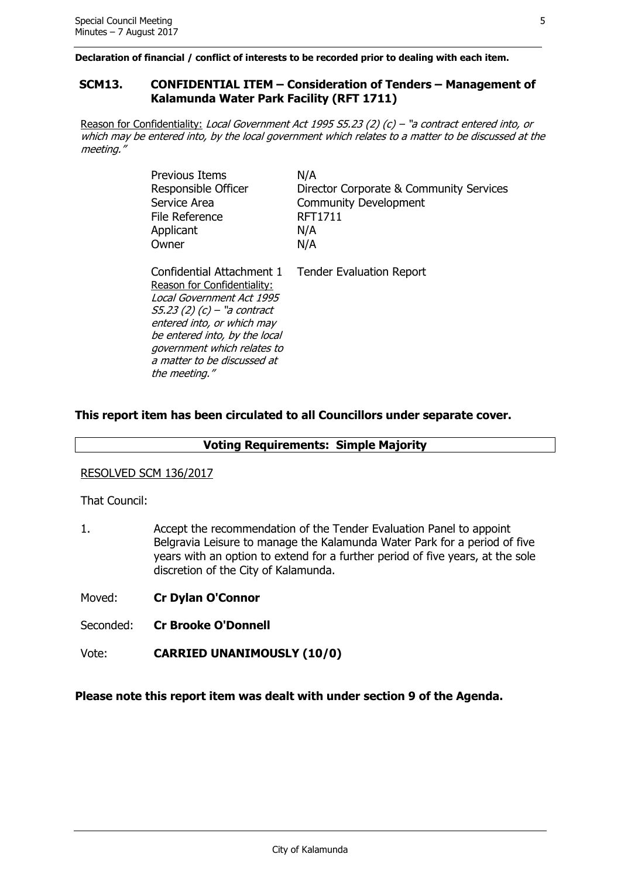**Declaration of financial / conflict of interests to be recorded prior to dealing with each item.**

## SCM13. CONFIDENTIAL ITEM – Consideration of Tenders – Management of Kalamunda Water Park Facility (RFT 1711)

Reason for Confidentiality: *Local Government Act 1995 S5.23 (2) (c) – "a contract entered into, or which may be entered into, by the local government which relates to a matter to be discussed at the meeting."*

| | |
|---|---|
| Previous Items | N/A |
| Responsible Officer | Director Corporate & Community Services |
| Service Area | Community Development |
| File Reference | RFT1711 |
| Applicant | N/A |
| Owner | N/A |
| Confidential Attachment 1<br>Reason for Confidentiality: *Local Government Act 1995 S5.23 (2) (c) – "a contract entered into, or which may be entered into, by the local government which relates to a matter to be discussed at the meeting."* | Tender Evaluation Report |

**This report item has been circulated to all Councillors under separate cover.**

**Voting Requirements: Simple Majority**

RESOLVED SCM 136/2017

That Council:

1. Accept the recommendation of the Tender Evaluation Panel to appoint Belgravia Leisure to manage the Kalamunda Water Park for a period of five years with an option to extend for a further period of five years, at the sole discretion of the City of Kalamunda.

Moved: **Cr Dylan O'Connor**

Seconded: **Cr Brooke O'Donnell**

Vote: **CARRIED UNANIMOUSLY (10/0)**

**Please note this report item was dealt with under section 9 of the Agenda.**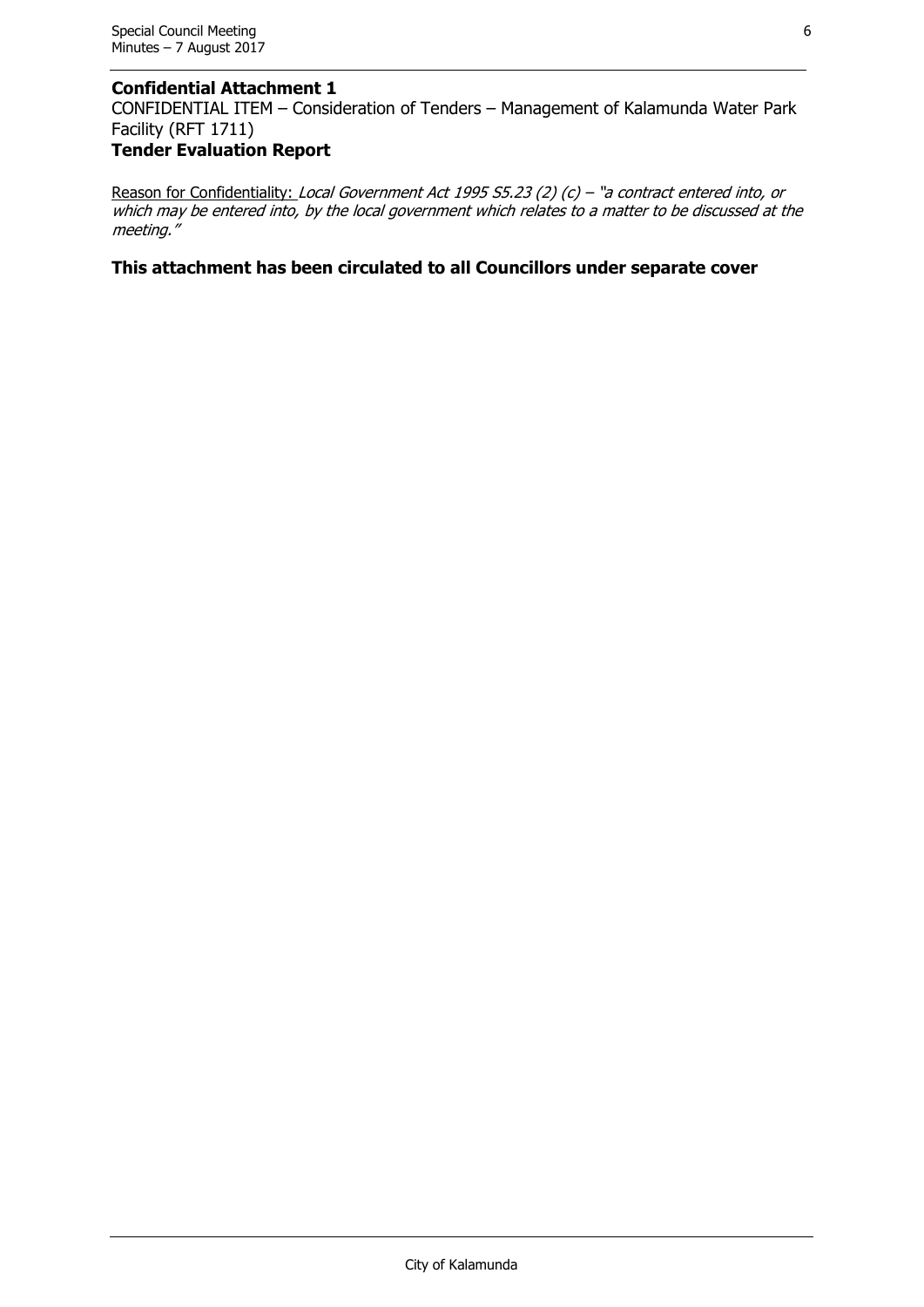**Confidential Attachment 1**

CONFIDENTIAL ITEM – Consideration of Tenders – Management of Kalamunda Water Park Facility (RFT 1711)

**Tender Evaluation Report**

Reason for Confidentiality: *Local Government Act 1995 S5.23 (2) (c) – "a contract entered into, or which may be entered into, by the local government which relates to a matter to be discussed at the meeting."*

**This attachment has been circulated to all Councillors under separate cover**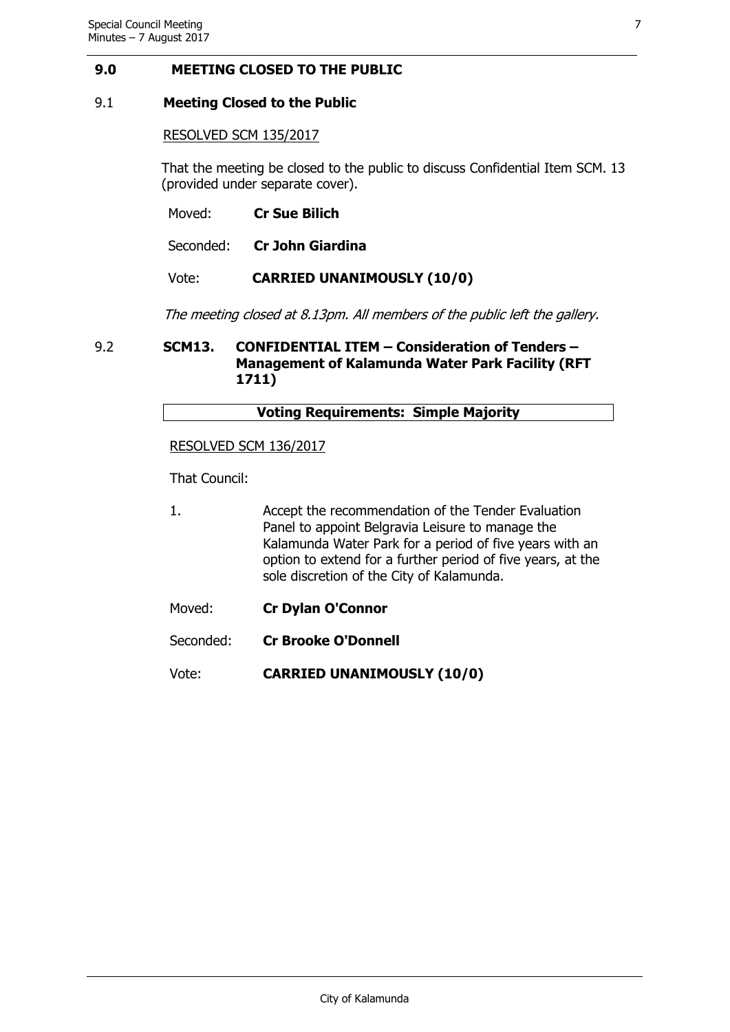## 9.0 MEETING CLOSED TO THE PUBLIC

### 9.1 Meeting Closed to the Public

RESOLVED SCM 135/2017

That the meeting be closed to the public to discuss Confidential Item SCM. 13 (provided under separate cover).

Moved: **Cr Sue Bilich**

Seconded: **Cr John Giardina**

Vote: **CARRIED UNANIMOUSLY (10/0)**

*The meeting closed at 8.13pm. All members of the public left the gallery.*

### 9.2 SCM13. CONFIDENTIAL ITEM – Consideration of Tenders – Management of Kalamunda Water Park Facility (RFT 1711)

| **Voting Requirements: Simple Majority** |
| --- |

RESOLVED SCM 136/2017

That Council:

1. Accept the recommendation of the Tender Evaluation Panel to appoint Belgravia Leisure to manage the Kalamunda Water Park for a period of five years with an option to extend for a further period of five years, at the sole discretion of the City of Kalamunda.

Moved: **Cr Dylan O'Connor**

Seconded: **Cr Brooke O'Donnell**

Vote: **CARRIED UNANIMOUSLY (10/0)**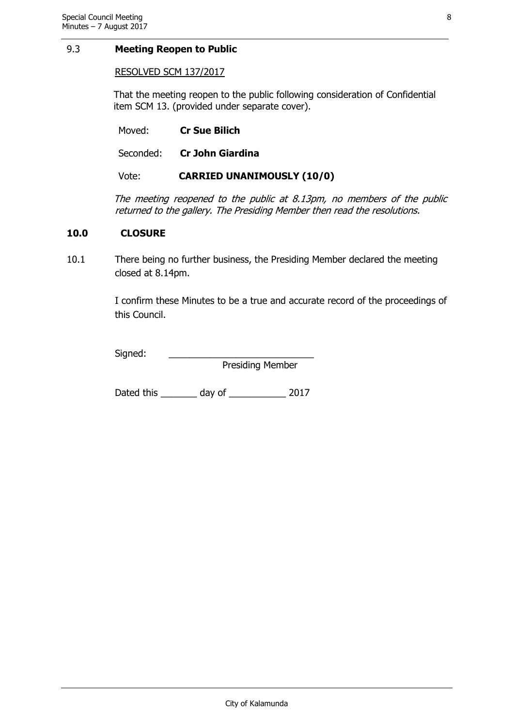### 9.3 **Meeting Reopen to Public**

RESOLVED SCM 137/2017

That the meeting reopen to the public following consideration of Confidential item SCM 13. (provided under separate cover).

Moved: **Cr Sue Bilich**

Seconded: **Cr John Giardina**

Vote: **CARRIED UNANIMOUSLY (10/0)**

*The meeting reopened to the public at 8.13pm, no members of the public returned to the gallery. The Presiding Member then read the resolutions.*

## 10.0 CLOSURE

10.1 There being no further business, the Presiding Member declared the meeting closed at 8.14pm.

I confirm these Minutes to be a true and accurate record of the proceedings of this Council.

Signed: ___________________________
Presiding Member

Dated this _______ day of ___________ 2017